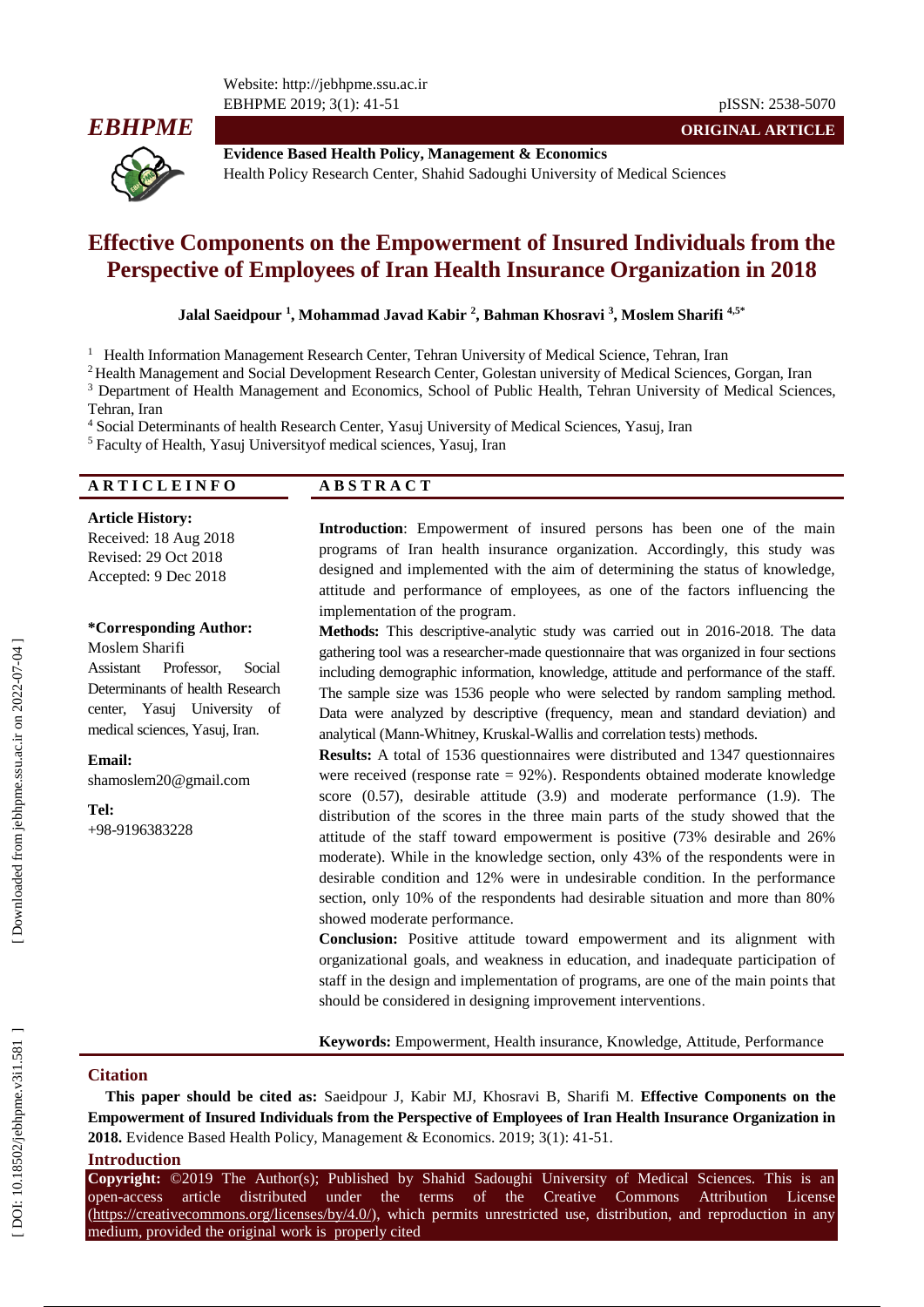**ORIGINAL ARTICLE**

**Evidence Based Health Policy, Management & Economics**
Health Policy Research Center, Shahid Sadoughi University of Medical Sciences

# Effective Components on the Empowerment of Insured Individuals from the Perspective of Employees of Iran Health Insurance Organization in 2018

**Jalal Saeidpour [1], Mohammad Javad Kabir [2], Bahman Khosravi [3], Moslem Sharifi [4,5*]**

[1] Health Information Management Research Center, Tehran University of Medical Science, Tehran, Iran
[2] Health Management and Social Development Research Center, Golestan university of Medical Sciences, Gorgan, Iran
[3] Department of Health Management and Economics, School of Public Health, Tehran University of Medical Sciences, Tehran, Iran
[4] Social Determinants of health Research Center, Yasuj University of Medical Sciences, Yasuj, Iran
[5] Faculty of Health, Yasuj Universityof medical sciences, Yasuj, Iran

## ARTICLE INFO

**Article History:**
Received: 18 Aug 2018
Revised: 29 Oct 2018
Accepted: 9 Dec 2018

**\*Corresponding Author:**
Moslem Sharifi
Assistant Professor, Social Determinants of health Research center, Yasuj University of medical sciences, Yasuj, Iran.

**Email:**
shamoslem20@gmail.com

**Tel:**
+98-9196383228

## ABSTRACT

**Introduction**: Empowerment of insured persons has been one of the main programs of Iran health insurance organization. Accordingly, this study was designed and implemented with the aim of determining the status of knowledge, attitude and performance of employees, as one of the factors influencing the implementation of the program.

**Methods:** This descriptive-analytic study was carried out in 2016-2018. The data gathering tool was a researcher-made questionnaire that was organized in four sections including demographic information, knowledge, attitude and performance of the staff. The sample size was 1536 people who were selected by random sampling method. Data were analyzed by descriptive (frequency, mean and standard deviation) and analytical (Mann-Whitney, Kruskal-Wallis and correlation tests) methods.

**Results:** A total of 1536 questionnaires were distributed and 1347 questionnaires were received (response rate = 92%). Respondents obtained moderate knowledge score (0.57), desirable attitude (3.9) and moderate performance (1.9). The distribution of the scores in the three main parts of the study showed that the attitude of the staff toward empowerment is positive (73% desirable and 26% moderate). While in the knowledge section, only 43% of the respondents were in desirable condition and 12% were in undesirable condition. In the performance section, only 10% of the respondents had desirable situation and more than 80% showed moderate performance.

**Conclusion:** Positive attitude toward empowerment and its alignment with organizational goals, and weakness in education, and inadequate participation of staff in the design and implementation of programs, are one of the main points that should be considered in designing improvement interventions.

**Keywords:** Empowerment, Health insurance, Knowledge, Attitude, Performance

## Citation

**This paper should be cited as:** Saeidpour J, Kabir MJ, Khosravi B, Sharifi M. **Effective Components on the Empowerment of Insured Individuals from the Perspective of Employees of Iran Health Insurance Organization in 2018.** Evidence Based Health Policy, Management & Economics. 2019; 3(1): 41-51.

## Introduction

**Copyright:** ©2019 The Author(s); Published by Shahid Sadoughi University of Medical Sciences. This is an open-access article distributed under the terms of the Creative Commons Attribution License (https://creativecommons.org/licenses/by/4.0/), which permits unrestricted use, distribution, and reproduction in any medium, provided the original work is properly cited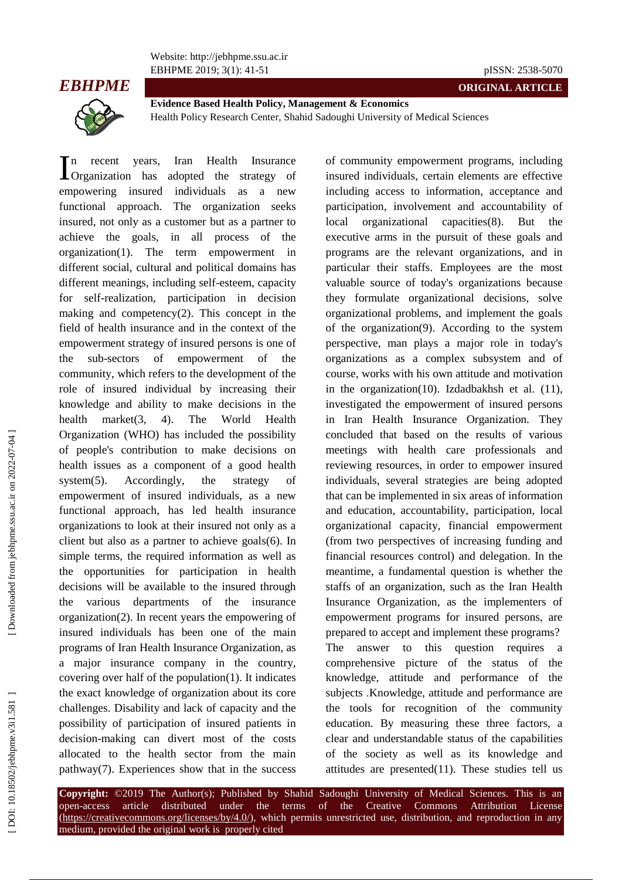In recent years, Iran Health Insurance Organization has adopted the strategy of empowering insured individuals as a new functional approach. The organization seeks insured, not only as a customer but as a partner to achieve the goals, in all process of the organization(1). The term empowerment in different social, cultural and political domains has different meanings, including self-esteem, capacity for self-realization, participation in decision making and competency(2). This concept in the field of health insurance and in the context of the empowerment strategy of insured persons is one of the sub-sectors of empowerment of the community, which refers to the development of the role of insured individual by increasing their knowledge and ability to make decisions in the health market(3, 4). The World Health Organization (WHO) has included the possibility of people's contribution to make decisions on health issues as a component of a good health system(5). Accordingly, the strategy of empowerment of insured individuals, as a new functional approach, has led health insurance organizations to look at their insured not only as a client but also as a partner to achieve goals(6). In simple terms, the required information as well as the opportunities for participation in health decisions will be available to the insured through the various departments of the insurance organization(2). In recent years the empowering of insured individuals has been one of the main programs of Iran Health Insurance Organization, as a major insurance company in the country, covering over half of the population(1). It indicates the exact knowledge of organization about its core challenges. Disability and lack of capacity and the possibility of participation of insured patients in decision-making can divert most of the costs allocated to the health sector from the main pathway(7). Experiences show that in the success of community empowerment programs, including insured individuals, certain elements are effective including access to information, acceptance and participation, involvement and accountability of local organizational capacities(8). But the executive arms in the pursuit of these goals and programs are the relevant organizations, and in particular their staffs. Employees are the most valuable source of today's organizations because they formulate organizational decisions, solve organizational problems, and implement the goals of the organization(9). According to the system perspective, man plays a major role in today's organizations as a complex subsystem and of course, works with his own attitude and motivation in the organization(10). Izdadbakhsh et al. (11), investigated the empowerment of insured persons in Iran Health Insurance Organization. They concluded that based on the results of various meetings with health care professionals and reviewing resources, in order to empower insured individuals, several strategies are being adopted that can be implemented in six areas of information and education, accountability, participation, local organizational capacity, financial empowerment (from two perspectives of increasing funding and financial resources control) and delegation. In the meantime, a fundamental question is whether the staffs of an organization, such as the Iran Health Insurance Organization, as the implementers of empowerment programs for insured persons, are prepared to accept and implement these programs? The answer to this question requires a comprehensive picture of the status of the knowledge, attitude and performance of the subjects .Knowledge, attitude and performance are the tools for recognition of the community education. By measuring these three factors, a clear and understandable status of the capabilities of the society as well as its knowledge and attitudes are presented(11). These studies tell us

**Copyright:** ©2019 The Author(s); Published by Shahid Sadoughi University of Medical Sciences. This is an open-access article distributed under the terms of the Creative Commons Attribution License (https://creativecommons.org/licenses/by/4.0/), which permits unrestricted use, distribution, and reproduction in any medium, provided the original work is properly cited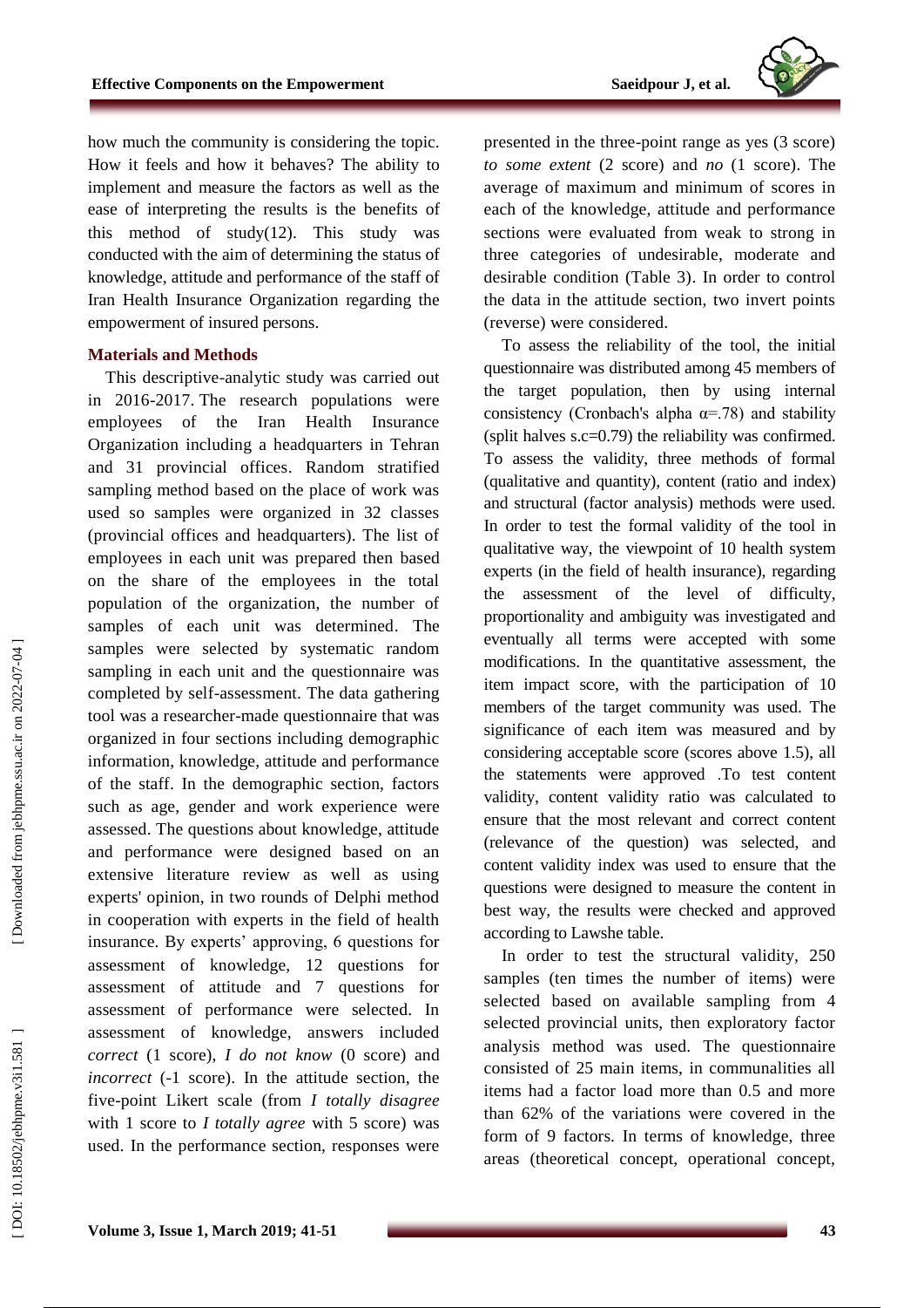how much the community is considering the topic. How it feels and how it behaves? The ability to implement and measure the factors as well as the ease of interpreting the results is the benefits of this method of study(12). This study was conducted with the aim of determining the status of knowledge, attitude and performance of the staff of Iran Health Insurance Organization regarding the empowerment of insured persons.

## Materials and Methods

This descriptive-analytic study was carried out in 2016-2017. The research populations were employees of the Iran Health Insurance Organization including a headquarters in Tehran and 31 provincial offices. Random stratified sampling method based on the place of work was used so samples were organized in 32 classes (provincial offices and headquarters). The list of employees in each unit was prepared then based on the share of the employees in the total population of the organization, the number of samples of each unit was determined. The samples were selected by systematic random sampling in each unit and the questionnaire was completed by self-assessment. The data gathering tool was a researcher-made questionnaire that was organized in four sections including demographic information, knowledge, attitude and performance of the staff. In the demographic section, factors such as age, gender and work experience were assessed. The questions about knowledge, attitude and performance were designed based on an extensive literature review as well as using experts' opinion, in two rounds of Delphi method in cooperation with experts in the field of health insurance. By experts' approving, 6 questions for assessment of knowledge, 12 questions for assessment of attitude and 7 questions for assessment of performance were selected. In assessment of knowledge, answers included *correct* (1 score), *I do not know* (0 score) and *incorrect* (-1 score). In the attitude section, the five-point Likert scale (from *I totally disagree* with 1 score to *I totally agree* with 5 score) was used. In the performance section, responses were presented in the three-point range as yes (3 score) *to some extent* (2 score) and *no* (1 score). The average of maximum and minimum of scores in each of the knowledge, attitude and performance sections were evaluated from weak to strong in three categories of undesirable, moderate and desirable condition (Table 3). In order to control the data in the attitude section, two invert points (reverse) were considered.

To assess the reliability of the tool, the initial questionnaire was distributed among 45 members of the target population, then by using internal consistency (Cronbach's alpha $\alpha$=.78) and stability (split halves s.c=0.79) the reliability was confirmed. To assess the validity, three methods of formal (qualitative and quantity), content (ratio and index) and structural (factor analysis) methods were used. In order to test the formal validity of the tool in qualitative way, the viewpoint of 10 health system experts (in the field of health insurance), regarding the assessment of the level of difficulty, proportionality and ambiguity was investigated and eventually all terms were accepted with some modifications. In the quantitative assessment, the item impact score, with the participation of 10 members of the target community was used. The significance of each item was measured and by considering acceptable score (scores above 1.5), all the statements were approved .To test content validity, content validity ratio was calculated to ensure that the most relevant and correct content (relevance of the question) was selected, and content validity index was used to ensure that the questions were designed to measure the content in best way, the results were checked and approved according to Lawshe table.

In order to test the structural validity, 250 samples (ten times the number of items) were selected based on available sampling from 4 selected provincial units, then exploratory factor analysis method was used. The questionnaire consisted of 25 main items, in communalities all items had a factor load more than 0.5 and more than 62% of the variations were covered in the form of 9 factors. In terms of knowledge, three areas (theoretical concept, operational concept,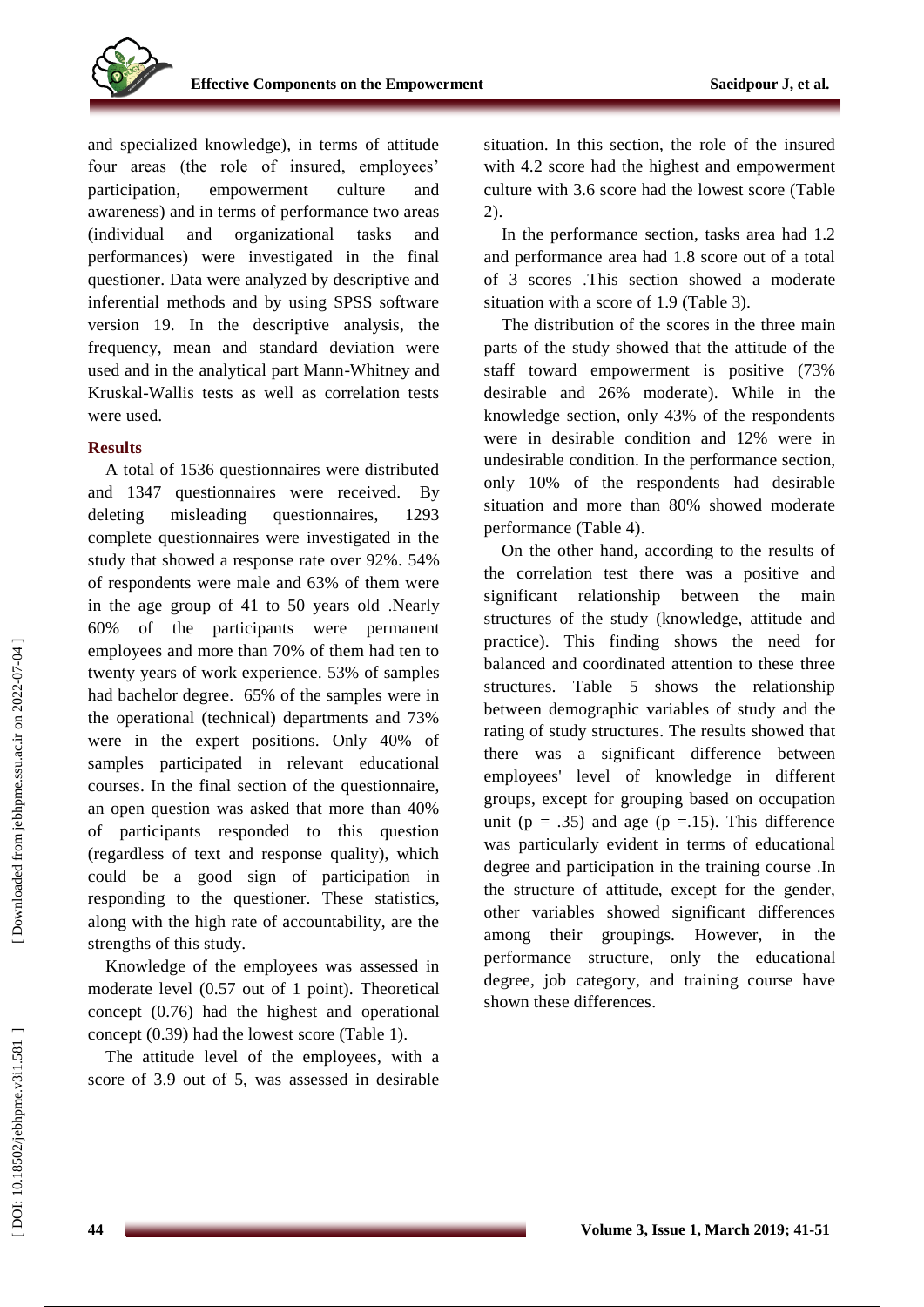and specialized knowledge), in terms of attitude four areas (the role of insured, employees' participation, empowerment culture and awareness) and in terms of performance two areas (individual and organizational tasks and performances) were investigated in the final questioner. Data were analyzed by descriptive and inferential methods and by using SPSS software version 19. In the descriptive analysis, the frequency, mean and standard deviation were used and in the analytical part Mann-Whitney and Kruskal-Wallis tests as well as correlation tests were used.

## Results

A total of 1536 questionnaires were distributed and 1347 questionnaires were received. By deleting misleading questionnaires, 1293 complete questionnaires were investigated in the study that showed a response rate over 92%. 54% of respondents were male and 63% of them were in the age group of 41 to 50 years old .Nearly 60% of the participants were permanent employees and more than 70% of them had ten to twenty years of work experience. 53% of samples had bachelor degree. 65% of the samples were in the operational (technical) departments and 73% were in the expert positions. Only 40% of samples participated in relevant educational courses. In the final section of the questionnaire, an open question was asked that more than 40% of participants responded to this question (regardless of text and response quality), which could be a good sign of participation in responding to the questioner. These statistics, along with the high rate of accountability, are the strengths of this study.

Knowledge of the employees was assessed in moderate level (0.57 out of 1 point). Theoretical concept (0.76) had the highest and operational concept (0.39) had the lowest score (Table 1).

The attitude level of the employees, with a score of 3.9 out of 5, was assessed in desirable situation. In this section, the role of the insured with 4.2 score had the highest and empowerment culture with 3.6 score had the lowest score (Table 2).

In the performance section, tasks area had 1.2 and performance area had 1.8 score out of a total of 3 scores .This section showed a moderate situation with a score of 1.9 (Table 3).

The distribution of the scores in the three main parts of the study showed that the attitude of the staff toward empowerment is positive (73% desirable and 26% moderate). While in the knowledge section, only 43% of the respondents were in desirable condition and 12% were in undesirable condition. In the performance section, only 10% of the respondents had desirable situation and more than 80% showed moderate performance (Table 4).

On the other hand, according to the results of the correlation test there was a positive and significant relationship between the main structures of the study (knowledge, attitude and practice). This finding shows the need for balanced and coordinated attention to these three structures. Table 5 shows the relationship between demographic variables of study and the rating of study structures. The results showed that there was a significant difference between employees' level of knowledge in different groups, except for grouping based on occupation unit ($p = .35$) and age ($p = .15$). This difference was particularly evident in terms of educational degree and participation in the training course .In the structure of attitude, except for the gender, other variables showed significant differences among their groupings. However, in the performance structure, only the educational degree, job category, and training course have shown these differences.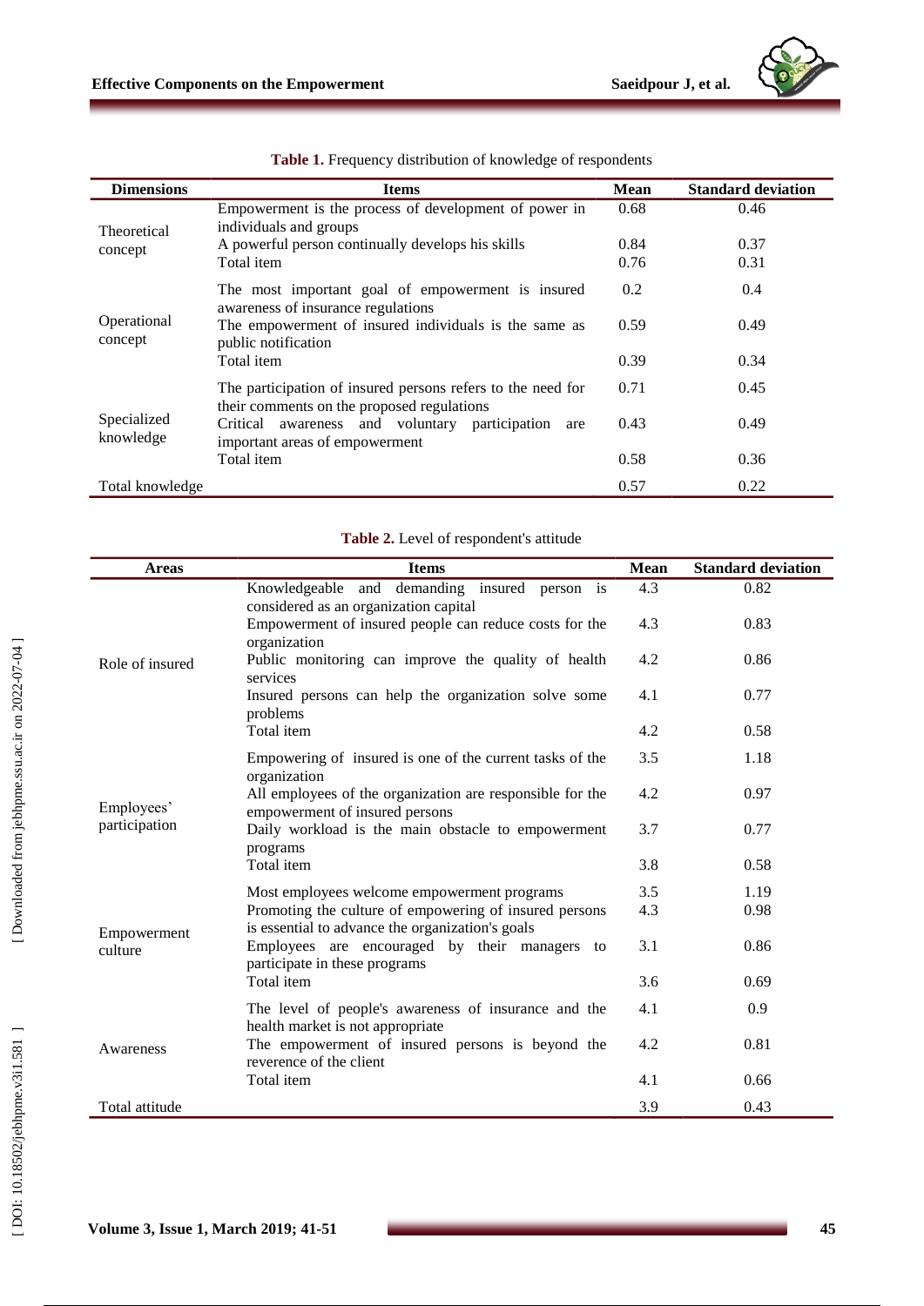**Table 1.** Frequency distribution of knowledge of respondents

| Dimensions | Items | Mean | Standard deviation |
|---|---|---|---|
| Theoretical concept | Empowerment is the process of development of power in individuals and groups | 0.68 | 0.46 |
| | A powerful person continually develops his skills | 0.84 | 0.37 |
| | Total item | 0.76 | 0.31 |
| Operational concept | The most important goal of empowerment is insured awareness of insurance regulations | 0.2 | 0.4 |
| | The empowerment of insured individuals is the same as public notification | 0.59 | 0.49 |
| | Total item | 0.39 | 0.34 |
| Specialized knowledge | The participation of insured persons refers to the need for their comments on the proposed regulations | 0.71 | 0.45 |
| | Critical awareness and voluntary participation are important areas of empowerment | 0.43 | 0.49 |
| | Total item | 0.58 | 0.36 |
| Total knowledge | | 0.57 | 0.22 |

**Table 2.** Level of respondent's attitude

| Areas | Items | Mean | Standard deviation |
|---|---|---|---|
| Role of insured | Knowledgeable and demanding insured person is considered as an organization capital | 4.3 | 0.82 |
| | Empowerment of insured people can reduce costs for the organization | 4.3 | 0.83 |
| | Public monitoring can improve the quality of health services | 4.2 | 0.86 |
| | Insured persons can help the organization solve some problems | 4.1 | 0.77 |
| | Total item | 4.2 | 0.58 |
| Employees' participation | Empowering of insured is one of the current tasks of the organization | 3.5 | 1.18 |
| | All employees of the organization are responsible for the empowerment of insured persons | 4.2 | 0.97 |
| | Daily workload is the main obstacle to empowerment programs | 3.7 | 0.77 |
| | Total item | 3.8 | 0.58 |
| Empowerment culture | Most employees welcome empowerment programs | 3.5 | 1.19 |
| | Promoting the culture of empowering of insured persons is essential to advance the organization's goals | 4.3 | 0.98 |
| | Employees are encouraged by their managers to participate in these programs | 3.1 | 0.86 |
| | Total item | 3.6 | 0.69 |
| Awareness | The level of people's awareness of insurance and the health market is not appropriate | 4.1 | 0.9 |
| | The empowerment of insured persons is beyond the reverence of the client | 4.2 | 0.81 |
| | Total item | 4.1 | 0.66 |
| Total attitude | | 3.9 | 0.43 |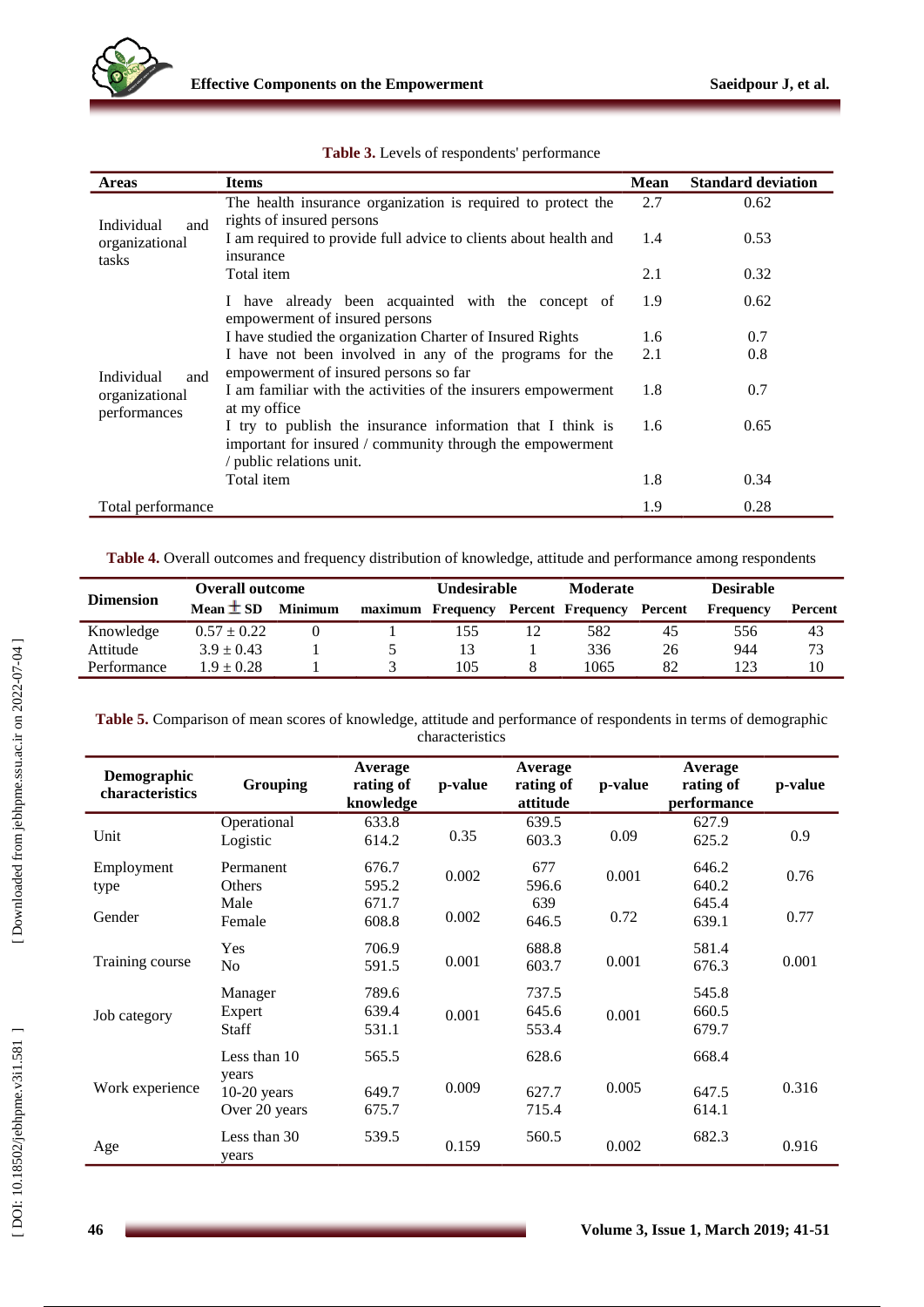**Table 3.** Levels of respondents' performance

| Areas | Items | Mean | Standard deviation |
|---|---|---|---|
| Individual and organizational tasks | The health insurance organization is required to protect the rights of insured persons | 2.7 | 0.62 |
| | I am required to provide full advice to clients about health and insurance | 1.4 | 0.53 |
| | Total item | 2.1 | 0.32 |
| Individual and organizational performances | I have already been acquainted with the concept of empowerment of insured persons | 1.9 | 0.62 |
| | I have studied the organization Charter of Insured Rights | 1.6 | 0.7 |
| | I have not been involved in any of the programs for the empowerment of insured persons so far | 2.1 | 0.8 |
| | I am familiar with the activities of the insurers empowerment at my office | 1.8 | 0.7 |
| | I try to publish the insurance information that I think is important for insured / community through the empowerment / public relations unit. | 1.6 | 0.65 |
| | Total item | 1.8 | 0.34 |
| Total performance | | 1.9 | 0.28 |

**Table 4.** Overall outcomes and frequency distribution of knowledge, attitude and performance among respondents

| Dimension | Overall outcome | | | Undesirable | | Moderate | | Desirable | |
|---|---|---|---|---|---|---|---|---|---|
| | Mean ± SD | Minimum | maximum | Frequency | Percent | Frequency | Percent | Frequency | Percent |
| Knowledge | 0.57 ± 0.22 | 0 | 1 | 155 | 12 | 582 | 45 | 556 | 43 |
| Attitude | 3.9 ± 0.43 | 1 | 5 | 13 | 1 | 336 | 26 | 944 | 73 |
| Performance | 1.9 ± 0.28 | 1 | 3 | 105 | 8 | 1065 | 82 | 123 | 10 |

**Table 5.** Comparison of mean scores of knowledge, attitude and performance of respondents in terms of demographic characteristics

| Demographic characteristics | Grouping | Average rating of knowledge | p-value | Average rating of attitude | p-value | Average rating of performance | p-value |
|---|---|---|---|---|---|---|---|
| Unit | Operational | 633.8 | 0.35 | 639.5 | 0.09 | 627.9 | 0.9 |
| | Logistic | 614.2 | | 603.3 | | 625.2 | |
| Employment type | Permanent | 676.7 | 0.002 | 677 | 0.001 | 646.2 | 0.76 |
| | Others | 595.2 | | 596.6 | | 640.2 | |
| Gender | Male | 671.7 | 0.002 | 639 | 0.72 | 645.4 | 0.77 |
| | Female | 608.8 | | 646.5 | | 639.1 | |
| Training course | Yes | 706.9 | 0.001 | 688.8 | 0.001 | 581.4 | 0.001 |
| | No | 591.5 | | 603.7 | | 676.3 | |
| Job category | Manager | 789.6 | 0.001 | 737.5 | 0.001 | 545.8 | |
| | Expert | 639.4 | | 645.6 | | 660.5 | |
| | Staff | 531.1 | | 553.4 | | 679.7 | |
| Work experience | Less than 10 years | 565.5 | 0.009 | 628.6 | 0.005 | 668.4 | 0.316 |
| | 10-20 years | 649.7 | | 627.7 | | 647.5 | |
| | Over 20 years | 675.7 | | 715.4 | | 614.1 | |
| Age | Less than 30 years | 539.5 | 0.159 | 560.5 | 0.002 | 682.3 | 0.916 |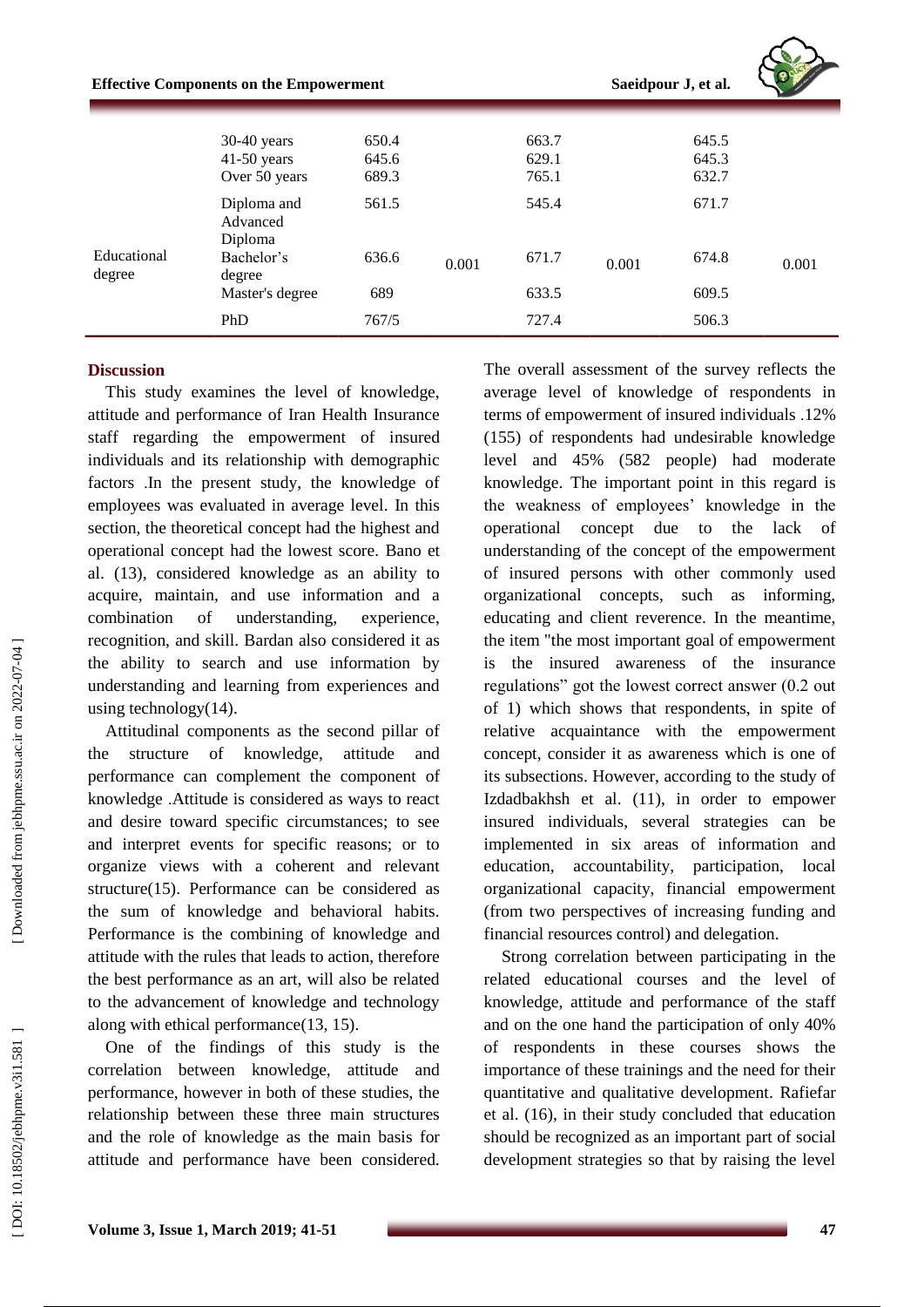|  |  |  |  |  |  |  |  |
|---|---|---|---|---|---|---|---|
|  | 30-40 years | 650.4 |  | 663.7 |  | 645.5 |  |
|  | 41-50 years | 645.6 |  | 629.1 |  | 645.3 |  |
|  | Over 50 years | 689.3 |  | 765.1 |  | 632.7 |  |
| Educational degree | Diploma and Advanced Diploma | 561.5 | 0.001 | 545.4 | 0.001 | 671.7 | 0.001 |
|  | Bachelor's degree | 636.6 |  | 671.7 |  | 674.8 |  |
|  | Master's degree | 689 |  | 633.5 |  | 609.5 |  |
|  | PhD | 767/5 |  | 727.4 |  | 506.3 |  |

## Discussion

This study examines the level of knowledge, attitude and performance of Iran Health Insurance staff regarding the empowerment of insured individuals and its relationship with demographic factors .In the present study, the knowledge of employees was evaluated in average level. In this section, the theoretical concept had the highest and operational concept had the lowest score. Bano et al. (13), considered knowledge as an ability to acquire, maintain, and use information and a combination of understanding, experience, recognition, and skill. Bardan also considered it as the ability to search and use information by understanding and learning from experiences and using technology(14).

Attitudinal components as the second pillar of the structure of knowledge, attitude and performance can complement the component of knowledge .Attitude is considered as ways to react and desire toward specific circumstances; to see and interpret events for specific reasons; or to organize views with a coherent and relevant structure(15). Performance can be considered as the sum of knowledge and behavioral habits. Performance is the combining of knowledge and attitude with the rules that leads to action, therefore the best performance as an art, will also be related to the advancement of knowledge and technology along with ethical performance(13, 15).

One of the findings of this study is the correlation between knowledge, attitude and performance, however in both of these studies, the relationship between these three main structures and the role of knowledge as the main basis for attitude and performance have been considered. The overall assessment of the survey reflects the average level of knowledge of respondents in terms of empowerment of insured individuals .12% (155) of respondents had undesirable knowledge level and 45% (582 people) had moderate knowledge. The important point in this regard is the weakness of employees' knowledge in the operational concept due to the lack of understanding of the concept of the empowerment of insured persons with other commonly used organizational concepts, such as informing, educating and client reverence. In the meantime, the item "the most important goal of empowerment is the insured awareness of the insurance regulations" got the lowest correct answer (0.2 out of 1) which shows that respondents, in spite of relative acquaintance with the empowerment concept, consider it as awareness which is one of its subsections. However, according to the study of Izdadbakhsh et al. (11), in order to empower insured individuals, several strategies can be implemented in six areas of information and education, accountability, participation, local organizational capacity, financial empowerment (from two perspectives of increasing funding and financial resources control) and delegation.

Strong correlation between participating in the related educational courses and the level of knowledge, attitude and performance of the staff and on the one hand the participation of only 40% of respondents in these courses shows the importance of these trainings and the need for their quantitative and qualitative development. Rafiefar et al. (16), in their study concluded that education should be recognized as an important part of social development strategies so that by raising the level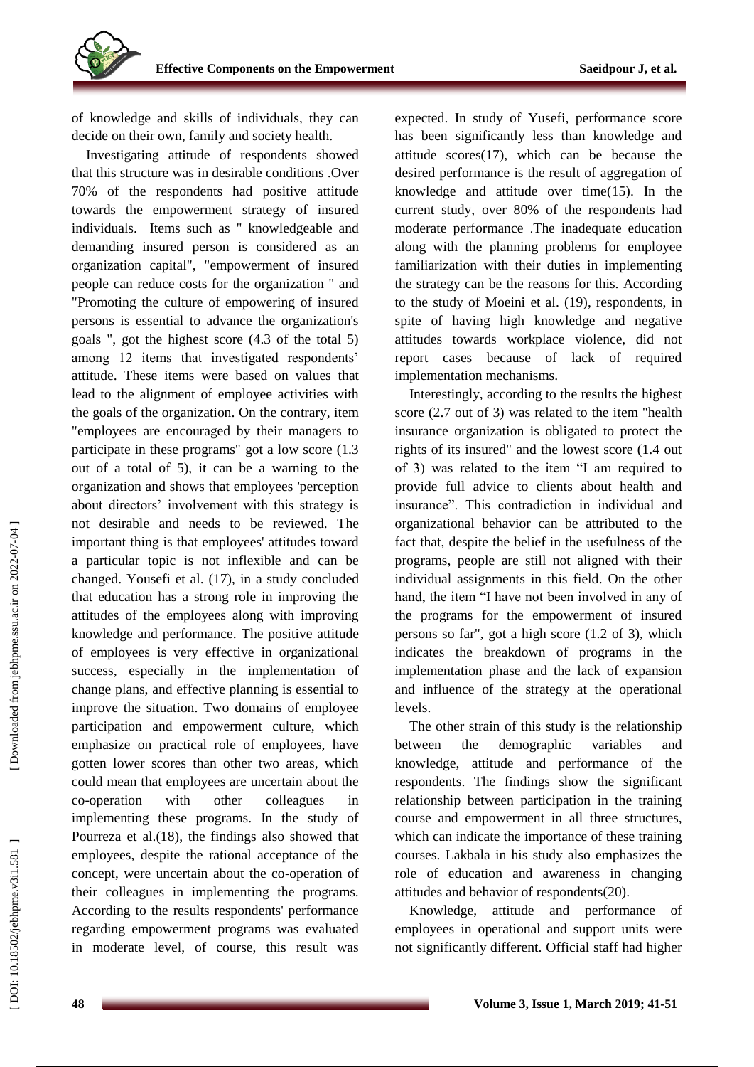of knowledge and skills of individuals, they can decide on their own, family and society health.

Investigating attitude of respondents showed that this structure was in desirable conditions .Over 70% of the respondents had positive attitude towards the empowerment strategy of insured individuals. Items such as " knowledgeable and demanding insured person is considered as an organization capital", "empowerment of insured people can reduce costs for the organization " and "Promoting the culture of empowering of insured persons is essential to advance the organization's goals ", got the highest score (4.3 of the total 5) among 12 items that investigated respondents' attitude. These items were based on values that lead to the alignment of employee activities with the goals of the organization. On the contrary, item "employees are encouraged by their managers to participate in these programs" got a low score (1.3 out of a total of 5), it can be a warning to the organization and shows that employees 'perception about directors' involvement with this strategy is not desirable and needs to be reviewed. The important thing is that employees' attitudes toward a particular topic is not inflexible and can be changed. Yousefi et al. (17), in a study concluded that education has a strong role in improving the attitudes of the employees along with improving knowledge and performance. The positive attitude of employees is very effective in organizational success, especially in the implementation of change plans, and effective planning is essential to improve the situation. Two domains of employee participation and empowerment culture, which emphasize on practical role of employees, have gotten lower scores than other two areas, which could mean that employees are uncertain about the co-operation with other colleagues in implementing these programs. In the study of Pourreza et al.(18), the findings also showed that employees, despite the rational acceptance of the concept, were uncertain about the co-operation of their colleagues in implementing the programs. According to the results respondents' performance regarding empowerment programs was evaluated in moderate level, of course, this result was expected. In study of Yusefi, performance score has been significantly less than knowledge and attitude scores(17), which can be because the desired performance is the result of aggregation of knowledge and attitude over time(15). In the current study, over 80% of the respondents had moderate performance .The inadequate education along with the planning problems for employee familiarization with their duties in implementing the strategy can be the reasons for this. According to the study of Moeini et al. (19), respondents, in spite of having high knowledge and negative attitudes towards workplace violence, did not report cases because of lack of required implementation mechanisms.

Interestingly, according to the results the highest score (2.7 out of 3) was related to the item "health insurance organization is obligated to protect the rights of its insured" and the lowest score (1.4 out of 3) was related to the item "I am required to provide full advice to clients about health and insurance". This contradiction in individual and organizational behavior can be attributed to the fact that, despite the belief in the usefulness of the programs, people are still not aligned with their individual assignments in this field. On the other hand, the item "I have not been involved in any of the programs for the empowerment of insured persons so far", got a high score (1.2 of 3), which indicates the breakdown of programs in the implementation phase and the lack of expansion and influence of the strategy at the operational levels.

The other strain of this study is the relationship between the demographic variables and knowledge, attitude and performance of the respondents. The findings show the significant relationship between participation in the training course and empowerment in all three structures, which can indicate the importance of these training courses. Lakbala in his study also emphasizes the role of education and awareness in changing attitudes and behavior of respondents(20).

Knowledge, attitude and performance of employees in operational and support units were not significantly different. Official staff had higher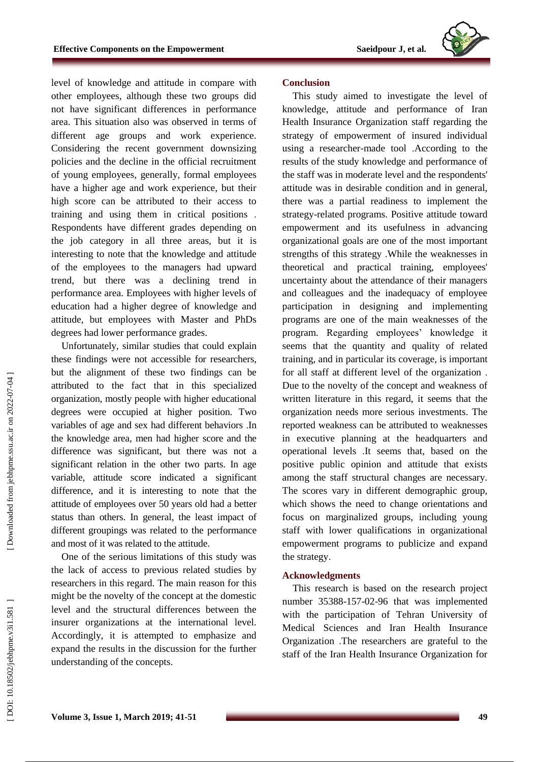level of knowledge and attitude in compare with other employees, although these two groups did not have significant differences in performance area. This situation also was observed in terms of different age groups and work experience. Considering the recent government downsizing policies and the decline in the official recruitment of young employees, generally, formal employees have a higher age and work experience, but their high score can be attributed to their access to training and using them in critical positions . Respondents have different grades depending on the job category in all three areas, but it is interesting to note that the knowledge and attitude of the employees to the managers had upward trend, but there was a declining trend in performance area. Employees with higher levels of education had a higher degree of knowledge and attitude, but employees with Master and PhDs degrees had lower performance grades.

Unfortunately, similar studies that could explain these findings were not accessible for researchers, but the alignment of these two findings can be attributed to the fact that in this specialized organization, mostly people with higher educational degrees were occupied at higher position. Two variables of age and sex had different behaviors .In the knowledge area, men had higher score and the difference was significant, but there was not a significant relation in the other two parts. In age variable, attitude score indicated a significant difference, and it is interesting to note that the attitude of employees over 50 years old had a better status than others. In general, the least impact of different groupings was related to the performance and most of it was related to the attitude.

One of the serious limitations of this study was the lack of access to previous related studies by researchers in this regard. The main reason for this might be the novelty of the concept at the domestic level and the structural differences between the insurer organizations at the international level. Accordingly, it is attempted to emphasize and expand the results in the discussion for the further understanding of the concepts.

## Conclusion

This study aimed to investigate the level of knowledge, attitude and performance of Iran Health Insurance Organization staff regarding the strategy of empowerment of insured individual using a researcher-made tool .According to the results of the study knowledge and performance of the staff was in moderate level and the respondents' attitude was in desirable condition and in general, there was a partial readiness to implement the strategy-related programs. Positive attitude toward empowerment and its usefulness in advancing organizational goals are one of the most important strengths of this strategy .While the weaknesses in theoretical and practical training, employees' uncertainty about the attendance of their managers and colleagues and the inadequacy of employee participation in designing and implementing programs are one of the main weaknesses of the program. Regarding employees' knowledge it seems that the quantity and quality of related training, and in particular its coverage, is important for all staff at different level of the organization . Due to the novelty of the concept and weakness of written literature in this regard, it seems that the organization needs more serious investments. The reported weakness can be attributed to weaknesses in executive planning at the headquarters and operational levels .It seems that, based on the positive public opinion and attitude that exists among the staff structural changes are necessary. The scores vary in different demographic group, which shows the need to change orientations and focus on marginalized groups, including young staff with lower qualifications in organizational empowerment programs to publicize and expand the strategy.

## Acknowledgments

This research is based on the research project number 35388-157-02-96 that was implemented with the participation of Tehran University of Medical Sciences and Iran Health Insurance Organization .The researchers are grateful to the staff of the Iran Health Insurance Organization for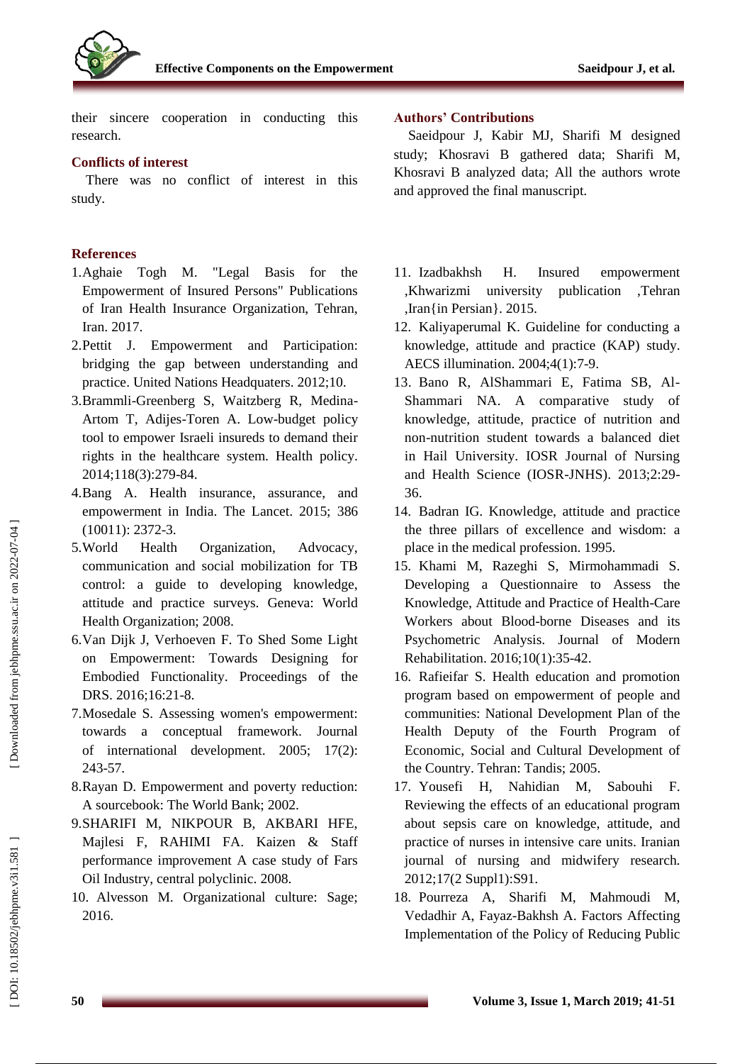their sincere cooperation in conducting this research.

## Conflicts of interest

There was no conflict of interest in this study.

## Authors' Contributions

Saeidpour J, Kabir MJ, Sharifi M designed study; Khosravi B gathered data; Sharifi M, Khosravi B analyzed data; All the authors wrote and approved the final manuscript.

## References

1. Aghaie Togh M. "Legal Basis for the Empowerment of Insured Persons" Publications of Iran Health Insurance Organization, Tehran, Iran. 2017.
2. Pettit J. Empowerment and Participation: bridging the gap between understanding and practice. United Nations Headquaters. 2012;10.
3. Brammli-Greenberg S, Waitzberg R, Medina-Artom T, Adijes-Toren A. Low-budget policy tool to empower Israeli insureds to demand their rights in the healthcare system. Health policy. 2014;118(3):279-84.
4. Bang A. Health insurance, assurance, and empowerment in India. The Lancet. 2015; 386 (10011): 2372-3.
5. World Health Organization, Advocacy, communication and social mobilization for TB control: a guide to developing knowledge, attitude and practice surveys. Geneva: World Health Organization; 2008.
6. Van Dijk J, Verhoeven F. To Shed Some Light on Empowerment: Towards Designing for Embodied Functionality. Proceedings of the DRS. 2016;16:21-8.
7. Mosedale S. Assessing women's empowerment: towards a conceptual framework. Journal of international development. 2005; 17(2): 243-57.
8. Rayan D. Empowerment and poverty reduction: A sourcebook: The World Bank; 2002.
9. SHARIFI M, NIKPOUR B, AKBARI HFE, Majlesi F, RAHIMI FA. Kaizen & Staff performance improvement A case study of Fars Oil Industry, central polyclinic. 2008.
10. Alvesson M. Organizational culture: Sage; 2016.
11. Izadbakhsh H. Insured empowerment ,Khwarizmi university publication ,Tehran ,Iran{in Persian}. 2015.
12. Kaliyaperumal K. Guideline for conducting a knowledge, attitude and practice (KAP) study. AECS illumination. 2004;4(1):7-9.
13. Bano R, AlShammari E, Fatima SB, Al-Shammari NA. A comparative study of knowledge, attitude, practice of nutrition and non-nutrition student towards a balanced diet in Hail University. IOSR Journal of Nursing and Health Science (IOSR-JNHS). 2013;2:29-36.
14. Badran IG. Knowledge, attitude and practice the three pillars of excellence and wisdom: a place in the medical profession. 1995.
15. Khami M, Razeghi S, Mirmohammadi S. Developing a Questionnaire to Assess the Knowledge, Attitude and Practice of Health-Care Workers about Blood-borne Diseases and its Psychometric Analysis. Journal of Modern Rehabilitation. 2016;10(1):35-42.
16. Rafieifar S. Health education and promotion program based on empowerment of people and communities: National Development Plan of the Health Deputy of the Fourth Program of Economic, Social and Cultural Development of the Country. Tehran: Tandis; 2005.
17. Yousefi H, Nahidian M, Sabouhi F. Reviewing the effects of an educational program about sepsis care on knowledge, attitude, and practice of nurses in intensive care units. Iranian journal of nursing and midwifery research. 2012;17(2 Suppl1):S91.
18. Pourreza A, Sharifi M, Mahmoudi M, Vedadhir A, Fayaz-Bakhsh A. Factors Affecting Implementation of the Policy of Reducing Public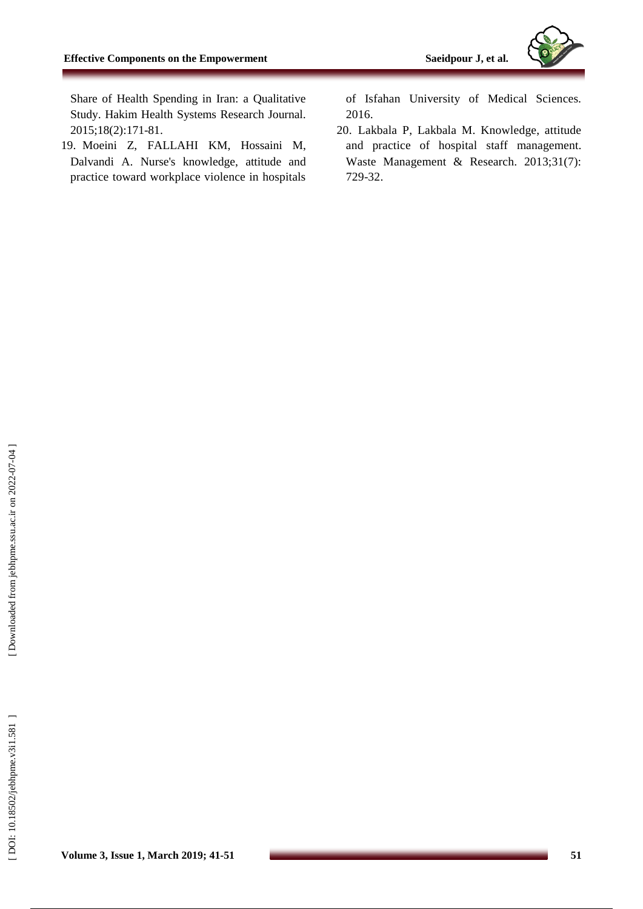Share of Health Spending in Iran: a Qualitative Study. Hakim Health Systems Research Journal. 2015;18(2):171-81.

19. Moeini Z, FALLAHI KM, Hossaini M, Dalvandi A. Nurse's knowledge, attitude and practice toward workplace violence in hospitals of Isfahan University of Medical Sciences. 2016.

20. Lakbala P, Lakbala M. Knowledge, attitude and practice of hospital staff management. Waste Management & Research. 2013;31(7): 729-32.